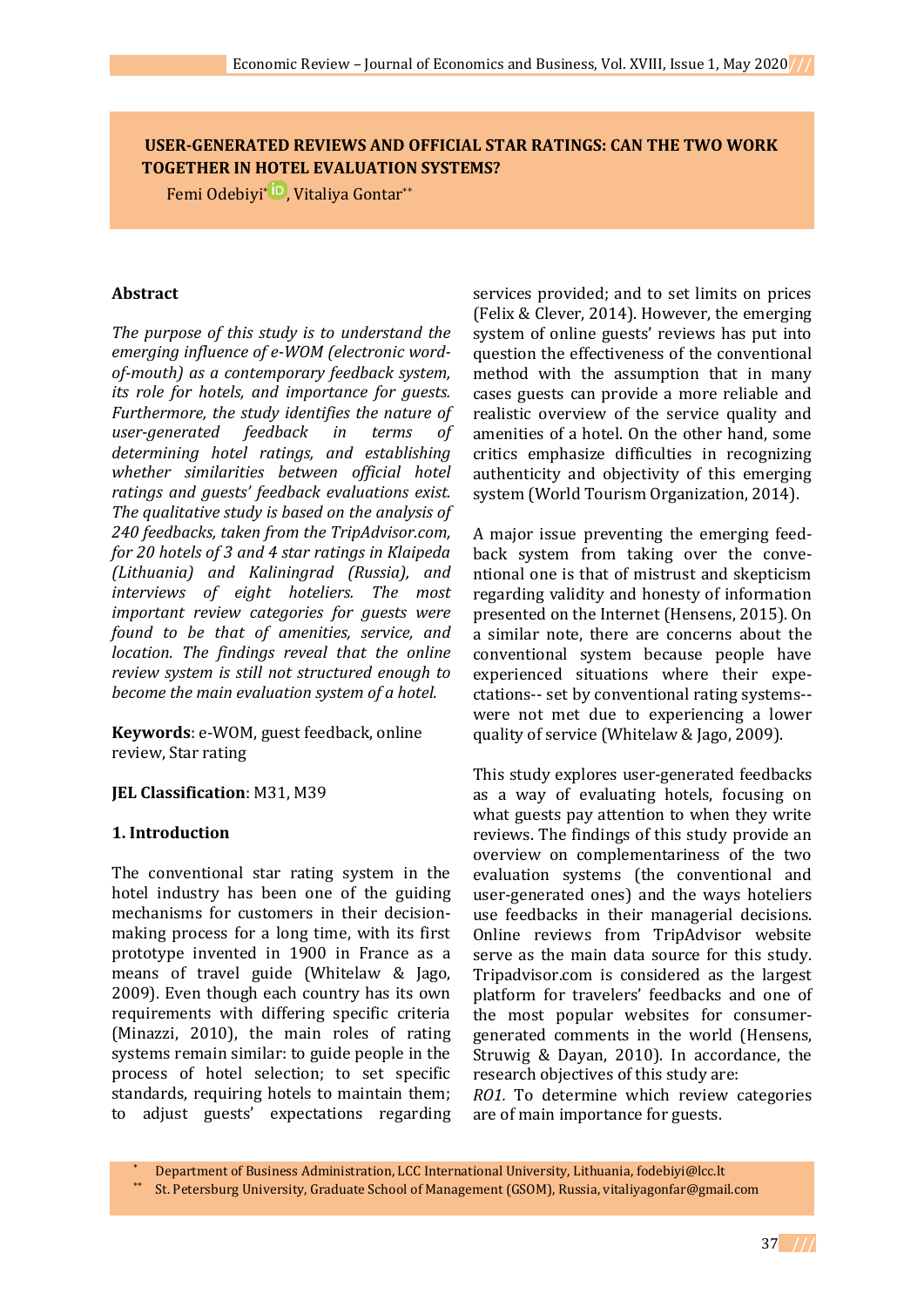# USER-GENERATED REVIEWS AND OFFICIAL STAR RATINGS: CAN THE TWO WORK TOGETHER IN HOTEL EVALUATION SYSTEMS?

Femi Odebiyi[*], Vitaliya Gontar[**]

## Abstract

*The purpose of this study is to understand the emerging influence of e-WOM (electronic word-of-mouth) as a contemporary feedback system, its role for hotels, and importance for guests. Furthermore, the study identifies the nature of user-generated feedback in terms of determining hotel ratings, and establishing whether similarities between official hotel ratings and guests' feedback evaluations exist. The qualitative study is based on the analysis of 240 feedbacks, taken from the TripAdvisor.com, for 20 hotels of 3 and 4 star ratings in Klaipeda (Lithuania) and Kaliningrad (Russia), and interviews of eight hoteliers. The most important review categories for guests were found to be that of amenities, service, and location. The findings reveal that the online review system is still not structured enough to become the main evaluation system of a hotel.*

**Keywords**: e-WOM, guest feedback, online review, Star rating

**JEL Classification**: M31, M39

## 1. Introduction

The conventional star rating system in the hotel industry has been one of the guiding mechanisms for customers in their decision-making process for a long time, with its first prototype invented in 1900 in France as a means of travel guide (Whitelaw & Jago, 2009). Even though each country has its own requirements with differing specific criteria (Minazzi, 2010), the main roles of rating systems remain similar: to guide people in the process of hotel selection; to set specific standards, requiring hotels to maintain them; to adjust guests' expectations regarding services provided; and to set limits on prices (Felix & Clever, 2014). However, the emerging system of online guests' reviews has put into question the effectiveness of the conventional method with the assumption that in many cases guests can provide a more reliable and realistic overview of the service quality and amenities of a hotel. On the other hand, some critics emphasize difficulties in recognizing authenticity and objectivity of this emerging system (World Tourism Organization, 2014).

A major issue preventing the emerging feedback system from taking over the conventional one is that of mistrust and skepticism regarding validity and honesty of information presented on the Internet (Hensens, 2015). On a similar note, there are concerns about the conventional system because people have experienced situations where their expectations-- set by conventional rating systems-- were not met due to experiencing a lower quality of service (Whitelaw & Jago, 2009).

This study explores user-generated feedbacks as a way of evaluating hotels, focusing on what guests pay attention to when they write reviews. The findings of this study provide an overview on complementariness of the two evaluation systems (the conventional and user-generated ones) and the ways hoteliers use feedbacks in their managerial decisions. Online reviews from TripAdvisor website serve as the main data source for this study. Tripadvisor.com is considered as the largest platform for travelers' feedbacks and one of the most popular websites for consumer-generated comments in the world (Hensens, Struwig & Dayan, 2010). In accordance, the research objectives of this study are:

*RO1.* To determine which review categories are of main importance for guests.

[*] Department of Business Administration, LCC International University, Lithuania, fodebiyi@lcc.lt

[**] St. Petersburg University, Graduate School of Management (GSOM), Russia, vitaliyagonfar@gmail.com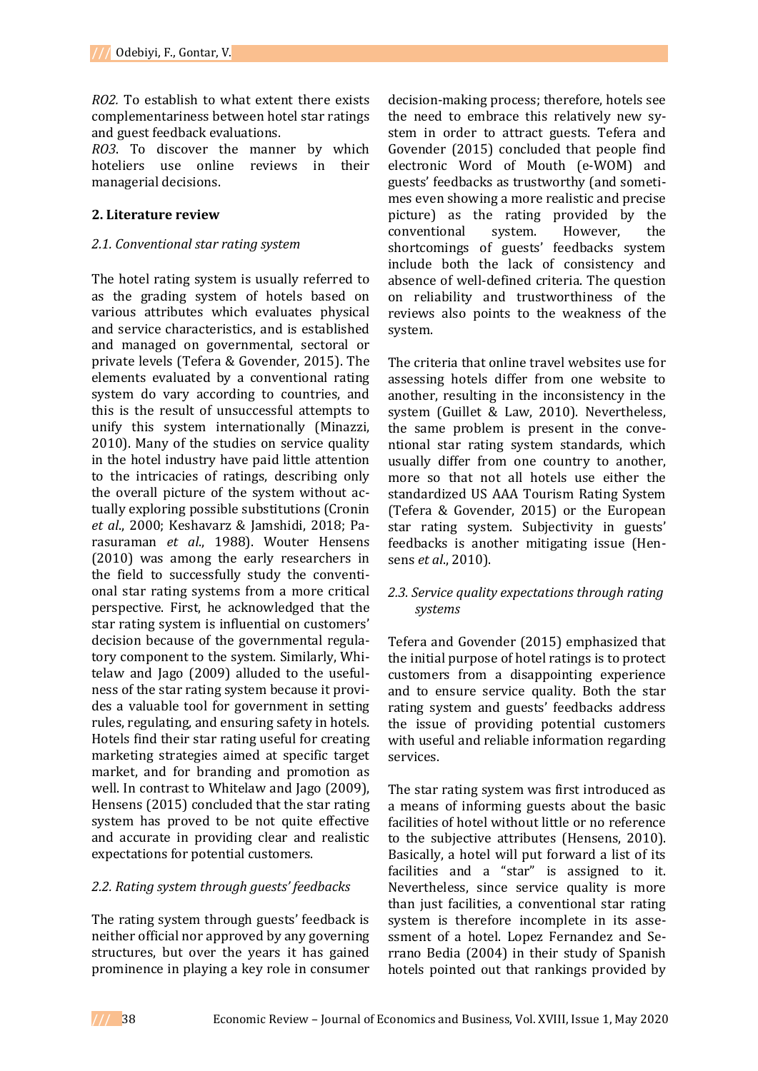*RO2.* To establish to what extent there exists complementariness between hotel star ratings and guest feedback evaluations.

*RO3*. To discover the manner by which hoteliers use online reviews in their managerial decisions.

## 2. Literature review

### *2.1. Conventional star rating system*

The hotel rating system is usually referred to as the grading system of hotels based on various attributes which evaluates physical and service characteristics, and is established and managed on governmental, sectoral or private levels (Tefera & Govender, 2015). The elements evaluated by a conventional rating system do vary according to countries, and this is the result of unsuccessful attempts to unify this system internationally (Minazzi, 2010). Many of the studies on service quality in the hotel industry have paid little attention to the intricacies of ratings, describing only the overall picture of the system without actually exploring possible substitutions (Cronin *et al*., 2000; Keshavarz & Jamshidi, 2018; Parasuraman *et al*., 1988). Wouter Hensens (2010) was among the early researchers in the field to successfully study the conventional star rating systems from a more critical perspective. First, he acknowledged that the star rating system is influential on customers' decision because of the governmental regulatory component to the system. Similarly, Whitelaw and Jago (2009) alluded to the usefulness of the star rating system because it provides a valuable tool for government in setting rules, regulating, and ensuring safety in hotels. Hotels find their star rating useful for creating marketing strategies aimed at specific target market, and for branding and promotion as well. In contrast to Whitelaw and Jago (2009), Hensens (2015) concluded that the star rating system has proved to be not quite effective and accurate in providing clear and realistic expectations for potential customers.

### *2.2. Rating system through guests' feedbacks*

The rating system through guests' feedback is neither official nor approved by any governing structures, but over the years it has gained prominence in playing a key role in consumer decision-making process; therefore, hotels see the need to embrace this relatively new system in order to attract guests. Tefera and Govender (2015) concluded that people find electronic Word of Mouth (e-WOM) and guests' feedbacks as trustworthy (and sometimes even showing a more realistic and precise picture) as the rating provided by the conventional system. However, the shortcomings of guests' feedbacks system include both the lack of consistency and absence of well-defined criteria. The question on reliability and trustworthiness of the reviews also points to the weakness of the system.

The criteria that online travel websites use for assessing hotels differ from one website to another, resulting in the inconsistency in the system (Guillet & Law, 2010). Nevertheless, the same problem is present in the conventional star rating system standards, which usually differ from one country to another, more so that not all hotels use either the standardized US AAA Tourism Rating System (Tefera & Govender, 2015) or the European star rating system. Subjectivity in guests' feedbacks is another mitigating issue (Hensens *et al*., 2010).

### *2.3. Service quality expectations through rating systems*

Tefera and Govender (2015) emphasized that the initial purpose of hotel ratings is to protect customers from a disappointing experience and to ensure service quality. Both the star rating system and guests' feedbacks address the issue of providing potential customers with useful and reliable information regarding services.

The star rating system was first introduced as a means of informing guests about the basic facilities of hotel without little or no reference to the subjective attributes (Hensens, 2010). Basically, a hotel will put forward a list of its facilities and a "star" is assigned to it. Nevertheless, since service quality is more than just facilities, a conventional star rating system is therefore incomplete in its assessment of a hotel. Lopez Fernandez and Serrano Bedia (2004) in their study of Spanish hotels pointed out that rankings provided by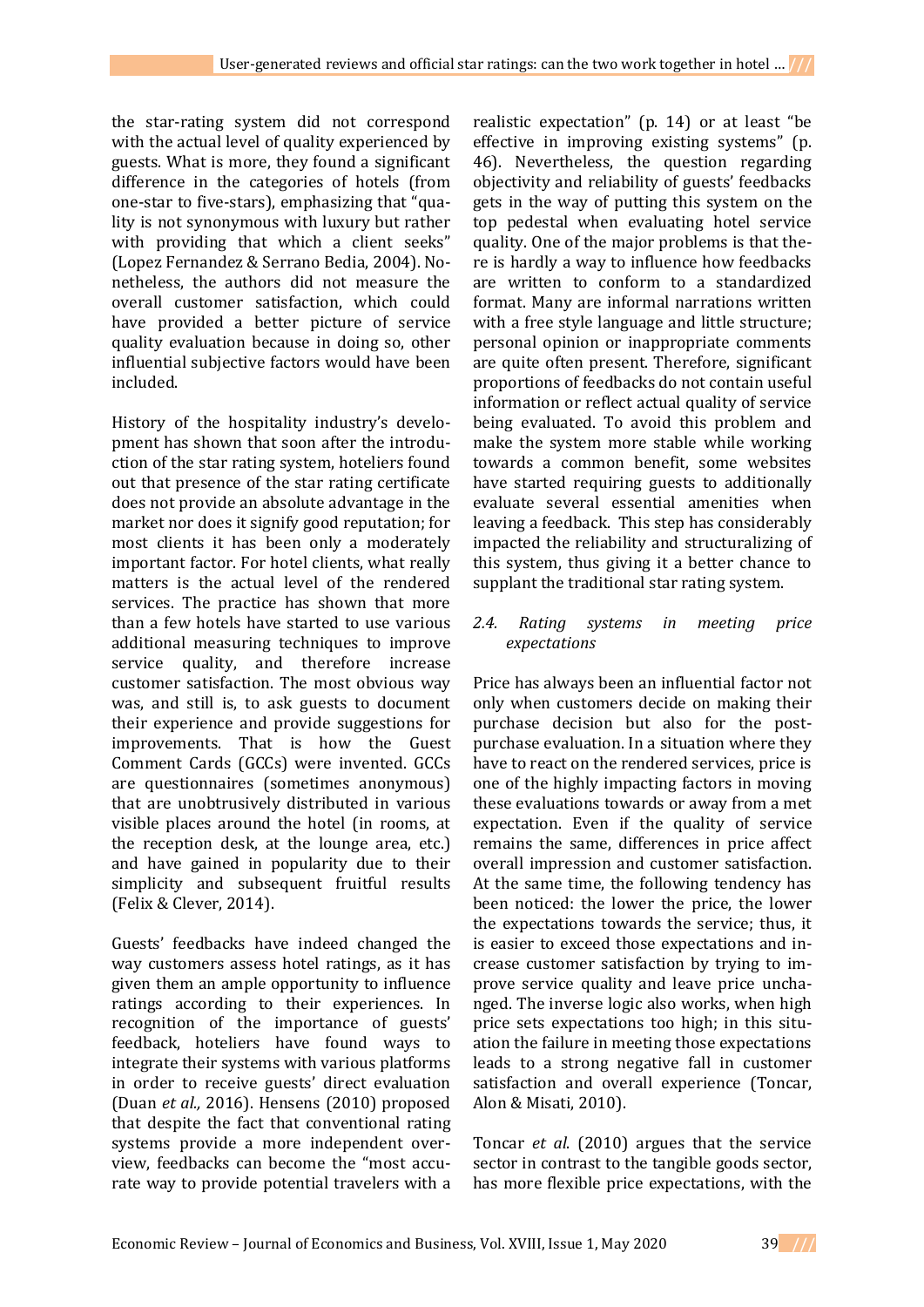the star-rating system did not correspond with the actual level of quality experienced by guests. What is more, they found a significant difference in the categories of hotels (from one-star to five-stars), emphasizing that "quality is not synonymous with luxury but rather with providing that which a client seeks" (Lopez Fernandez & Serrano Bedia, 2004). Nonetheless, the authors did not measure the overall customer satisfaction, which could have provided a better picture of service quality evaluation because in doing so, other influential subjective factors would have been included.

History of the hospitality industry's development has shown that soon after the introduction of the star rating system, hoteliers found out that presence of the star rating certificate does not provide an absolute advantage in the market nor does it signify good reputation; for most clients it has been only a moderately important factor. For hotel clients, what really matters is the actual level of the rendered services. The practice has shown that more than a few hotels have started to use various additional measuring techniques to improve service quality, and therefore increase customer satisfaction. The most obvious way was, and still is, to ask guests to document their experience and provide suggestions for improvements. That is how the Guest Comment Cards (GCCs) were invented. GCCs are questionnaires (sometimes anonymous) that are unobtrusively distributed in various visible places around the hotel (in rooms, at the reception desk, at the lounge area, etc.) and have gained in popularity due to their simplicity and subsequent fruitful results (Felix & Clever, 2014).

Guests' feedbacks have indeed changed the way customers assess hotel ratings, as it has given them an ample opportunity to influence ratings according to their experiences. In recognition of the importance of guests' feedback, hoteliers have found ways to integrate their systems with various platforms in order to receive guests' direct evaluation (Duan *et al.,* 2016). Hensens (2010) proposed that despite the fact that conventional rating systems provide a more independent overview, feedbacks can become the "most accurate way to provide potential travelers with a realistic expectation" (p. 14) or at least "be effective in improving existing systems" (p. 46). Nevertheless, the question regarding objectivity and reliability of guests' feedbacks gets in the way of putting this system on the top pedestal when evaluating hotel service quality. One of the major problems is that there is hardly a way to influence how feedbacks are written to conform to a standardized format. Many are informal narrations written with a free style language and little structure; personal opinion or inappropriate comments are quite often present. Therefore, significant proportions of feedbacks do not contain useful information or reflect actual quality of service being evaluated. To avoid this problem and make the system more stable while working towards a common benefit, some websites have started requiring guests to additionally evaluate several essential amenities when leaving a feedback. This step has considerably impacted the reliability and structuralizing of this system, thus giving it a better chance to supplant the traditional star rating system.

### *2.4. Rating systems in meeting price expectations*

Price has always been an influential factor not only when customers decide on making their purchase decision but also for the post-purchase evaluation. In a situation where they have to react on the rendered services, price is one of the highly impacting factors in moving these evaluations towards or away from a met expectation. Even if the quality of service remains the same, differences in price affect overall impression and customer satisfaction. At the same time, the following tendency has been noticed: the lower the price, the lower the expectations towards the service; thus, it is easier to exceed those expectations and increase customer satisfaction by trying to improve service quality and leave price unchanged. The inverse logic also works, when high price sets expectations too high; in this situation the failure in meeting those expectations leads to a strong negative fall in customer satisfaction and overall experience (Toncar, Alon & Misati, 2010).

Toncar *et al.* (2010) argues that the service sector in contrast to the tangible goods sector, has more flexible price expectations, with the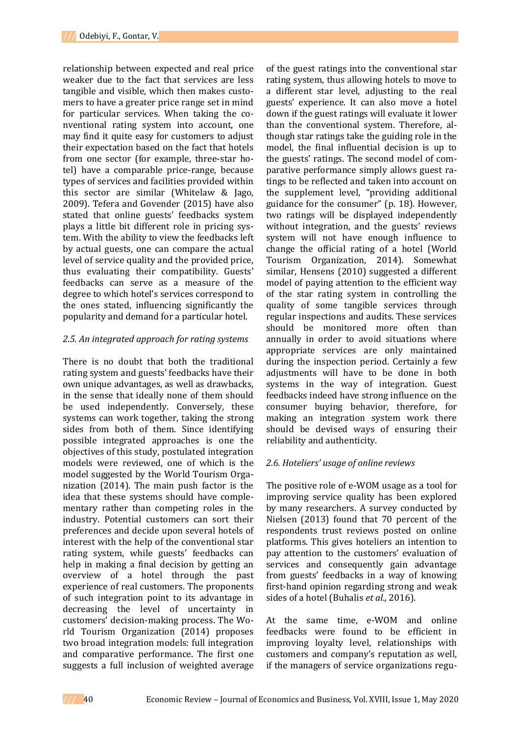relationship between expected and real price weaker due to the fact that services are less tangible and visible, which then makes customers to have a greater price range set in mind for particular services. When taking the conventional rating system into account, one may find it quite easy for customers to adjust their expectation based on the fact that hotels from one sector (for example, three-star hotel) have a comparable price-range, because types of services and facilities provided within this sector are similar (Whitelaw & Jago, 2009). Tefera and Govender (2015) have also stated that online guests' feedbacks system plays a little bit different role in pricing system. With the ability to view the feedbacks left by actual guests, one can compare the actual level of service quality and the provided price, thus evaluating their compatibility. Guests' feedbacks can serve as a measure of the degree to which hotel's services correspond to the ones stated, influencing significantly the popularity and demand for a particular hotel.

### *2.5. An integrated approach for rating systems*

There is no doubt that both the traditional rating system and guests' feedbacks have their own unique advantages, as well as drawbacks, in the sense that ideally none of them should be used independently. Conversely, these systems can work together, taking the strong sides from both of them. Since identifying possible integrated approaches is one the objectives of this study, postulated integration models were reviewed, one of which is the model suggested by the World Tourism Organization (2014). The main push factor is the idea that these systems should have complementary rather than competing roles in the industry. Potential customers can sort their preferences and decide upon several hotels of interest with the help of the conventional star rating system, while guests' feedbacks can help in making a final decision by getting an overview of a hotel through the past experience of real customers. The proponents of such integration point to its advantage in decreasing the level of uncertainty in customers' decision-making process. The World Tourism Organization (2014) proposes two broad integration models: full integration and comparative performance. The first one suggests a full inclusion of weighted average of the guest ratings into the conventional star rating system, thus allowing hotels to move to a different star level, adjusting to the real guests' experience. It can also move a hotel down if the guest ratings will evaluate it lower than the conventional system. Therefore, although star ratings take the guiding role in the model, the final influential decision is up to the guests' ratings. The second model of comparative performance simply allows guest ratings to be reflected and taken into account on the supplement level, "providing additional guidance for the consumer" (p. 18). However, two ratings will be displayed independently without integration, and the guests' reviews system will not have enough influence to change the official rating of a hotel (World Tourism Organization, 2014). Somewhat similar, Hensens (2010) suggested a different model of paying attention to the efficient way of the star rating system in controlling the quality of some tangible services through regular inspections and audits. These services should be monitored more often than annually in order to avoid situations where appropriate services are only maintained during the inspection period. Certainly a few adjustments will have to be done in both systems in the way of integration. Guest feedbacks indeed have strong influence on the consumer buying behavior, therefore, for making an integration system work there should be devised ways of ensuring their reliability and authenticity.

### *2.6. Hoteliers' usage of online reviews*

The positive role of e-WOM usage as a tool for improving service quality has been explored by many researchers. A survey conducted by Nielsen (2013) found that 70 percent of the respondents trust reviews posted on online platforms. This gives hoteliers an intention to pay attention to the customers' evaluation of services and consequently gain advantage from guests' feedbacks in a way of knowing first-hand opinion regarding strong and weak sides of a hotel (Buhalis *et al.,* 2016).

At the same time, e-WOM and online feedbacks were found to be efficient in improving loyalty level, relationships with customers and company's reputation as well, if the managers of service organizations regu-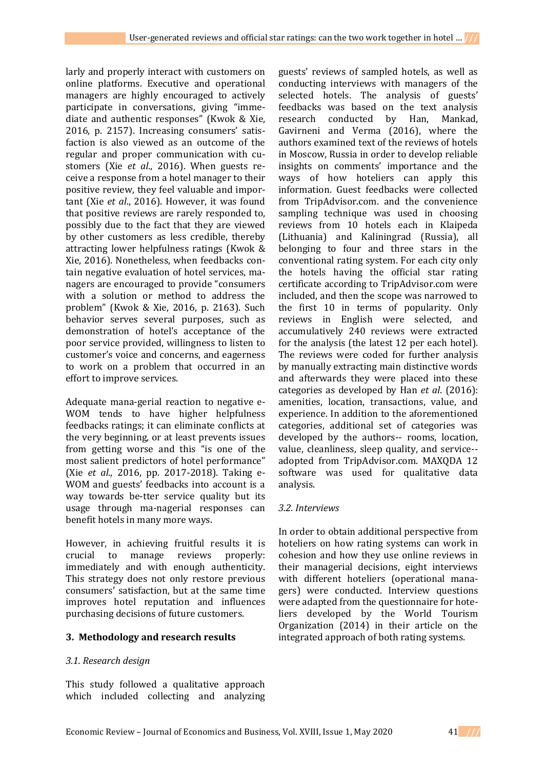larly and properly interact with customers on online platforms. Executive and operational managers are highly encouraged to actively participate in conversations, giving "immediate and authentic responses" (Kwok & Xie, 2016, p. 2157). Increasing consumers' satisfaction is also viewed as an outcome of the regular and proper communication with customers (Xie *et al*., 2016). When guests receive a response from a hotel manager to their positive review, they feel valuable and important (Xie *et al*., 2016). However, it was found that positive reviews are rarely responded to, possibly due to the fact that they are viewed by other customers as less credible, thereby attracting lower helpfulness ratings (Kwok & Xie, 2016). Nonetheless, when feedbacks contain negative evaluation of hotel services, managers are encouraged to provide "consumers with a solution or method to address the problem" (Kwok & Xie, 2016, p. 2163). Such behavior serves several purposes, such as demonstration of hotel's acceptance of the poor service provided, willingness to listen to customer's voice and concerns, and eagerness to work on a problem that occurred in an effort to improve services.

Adequate mana-gerial reaction to negative e-WOM tends to have higher helpfulness feedbacks ratings; it can eliminate conflicts at the very beginning, or at least prevents issues from getting worse and this "is one of the most salient predictors of hotel performance" (Xie *et al*., 2016, pp. 2017-2018). Taking e-WOM and guests' feedbacks into account is a way towards be-tter service quality but its usage through ma-nagerial responses can benefit hotels in many more ways.

However, in achieving fruitful results it is crucial to manage reviews properly: immediately and with enough authenticity. This strategy does not only restore previous consumers' satisfaction, but at the same time improves hotel reputation and influences purchasing decisions of future customers.

## 3. Methodology and research results

### *3.1. Research design*

This study followed a qualitative approach which included collecting and analyzing guests' reviews of sampled hotels, as well as conducting interviews with managers of the selected hotels. The analysis of guests' feedbacks was based on the text analysis research conducted by Han, Mankad, Gavirneni and Verma (2016), where the authors examined text of the reviews of hotels in Moscow, Russia in order to develop reliable insights on comments' importance and the ways of how hoteliers can apply this information. Guest feedbacks were collected from TripAdvisor.com. and the convenience sampling technique was used in choosing reviews from 10 hotels each in Klaipeda (Lithuania) and Kaliningrad (Russia), all belonging to four and three stars in the conventional rating system. For each city only the hotels having the official star rating certificate according to TripAdvisor.com were included, and then the scope was narrowed to the first 10 in terms of popularity. Only reviews in English were selected, and accumulatively 240 reviews were extracted for the analysis (the latest 12 per each hotel). The reviews were coded for further analysis by manually extracting main distinctive words and afterwards they were placed into these categories as developed by Han *et al*. (2016): amenities, location, transactions, value, and experience. In addition to the aforementioned categories, additional set of categories was developed by the authors-- rooms, location, value, cleanliness, sleep quality, and service--adopted from TripAdvisor.com. MAXQDA 12 software was used for qualitative data analysis.

### *3.2. Interviews*

In order to obtain additional perspective from hoteliers on how rating systems can work in cohesion and how they use online reviews in their managerial decisions, eight interviews with different hoteliers (operational managers) were conducted. Interview questions were adapted from the questionnaire for hoteliers developed by the World Tourism Organization (2014) in their article on the integrated approach of both rating systems.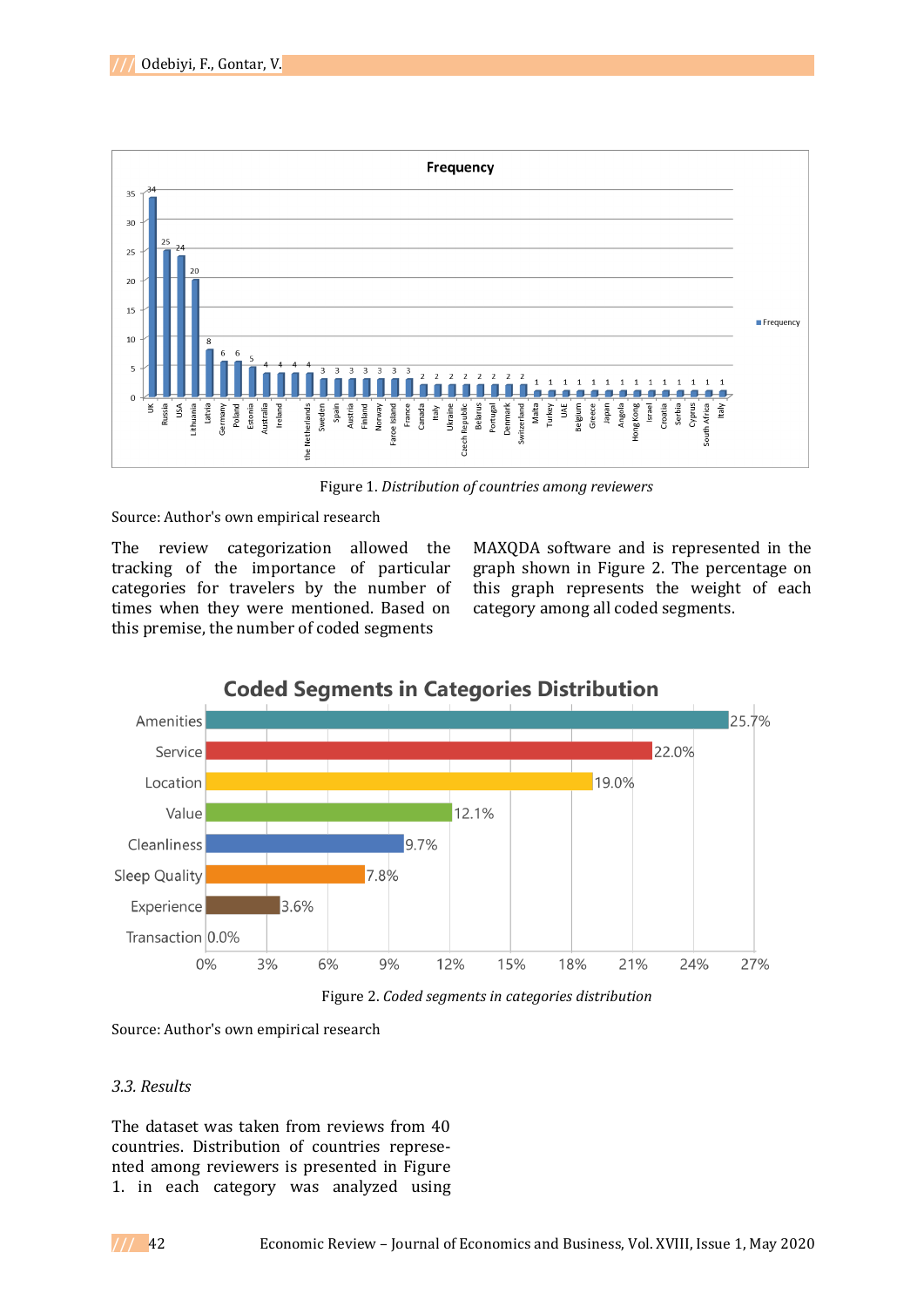Frequency

35
30
25
20
15
10
5
0

34
25
24
20
8
6
6
5
4
4
4
4
3
3
3
3
3
3
3
2
2
2
2
2
2
2
2
1
1
1
1
1
1
1
1
1
1
1
1
1
1

UK
Russia
USA
Lithuania
Latvia
Germany
Poland
Estonia
Australia
Ireland
the Netherlands
Sweden
Spain
Austria
Finland
Norway
Faroe Island
France
Canada
Italy
Ukraine
Czech Republic
Belarus
Portugal
Denmark
Switzerland
Malta
Turkey
UAE
Belgium
Greece
Japan
Angola
Hong Kong
Israel
Croatia
Serbia
Cyprus
South Africa
Italy

Frequency

Figure 1. *Distribution of countries among reviewers*

Source: Author's own empirical research

The review categorization allowed the tracking of the importance of particular categories for travelers by the number of times when they were mentioned. Based on this premise, the number of coded segments MAXQDA software and is represented in the graph shown in Figure 2. The percentage on this graph represents the weight of each category among all coded segments.

Coded Segments in Categories Distribution

Amenities 25.7%
Service 22.0%
Location 19.0%
Value 12.1%
Cleanliness 9.7%
Sleep Quality 7.8%
Experience 3.6%
Transaction 0.0%

0% 3% 6% 9% 12% 15% 18% 21% 24% 27%

Figure 2. *Coded segments in categories distribution*

Source: Author's own empirical research

### *3.3. Results*

The dataset was taken from reviews from 40 countries. Distribution of countries represented among reviewers is presented in Figure 1. in each category was analyzed using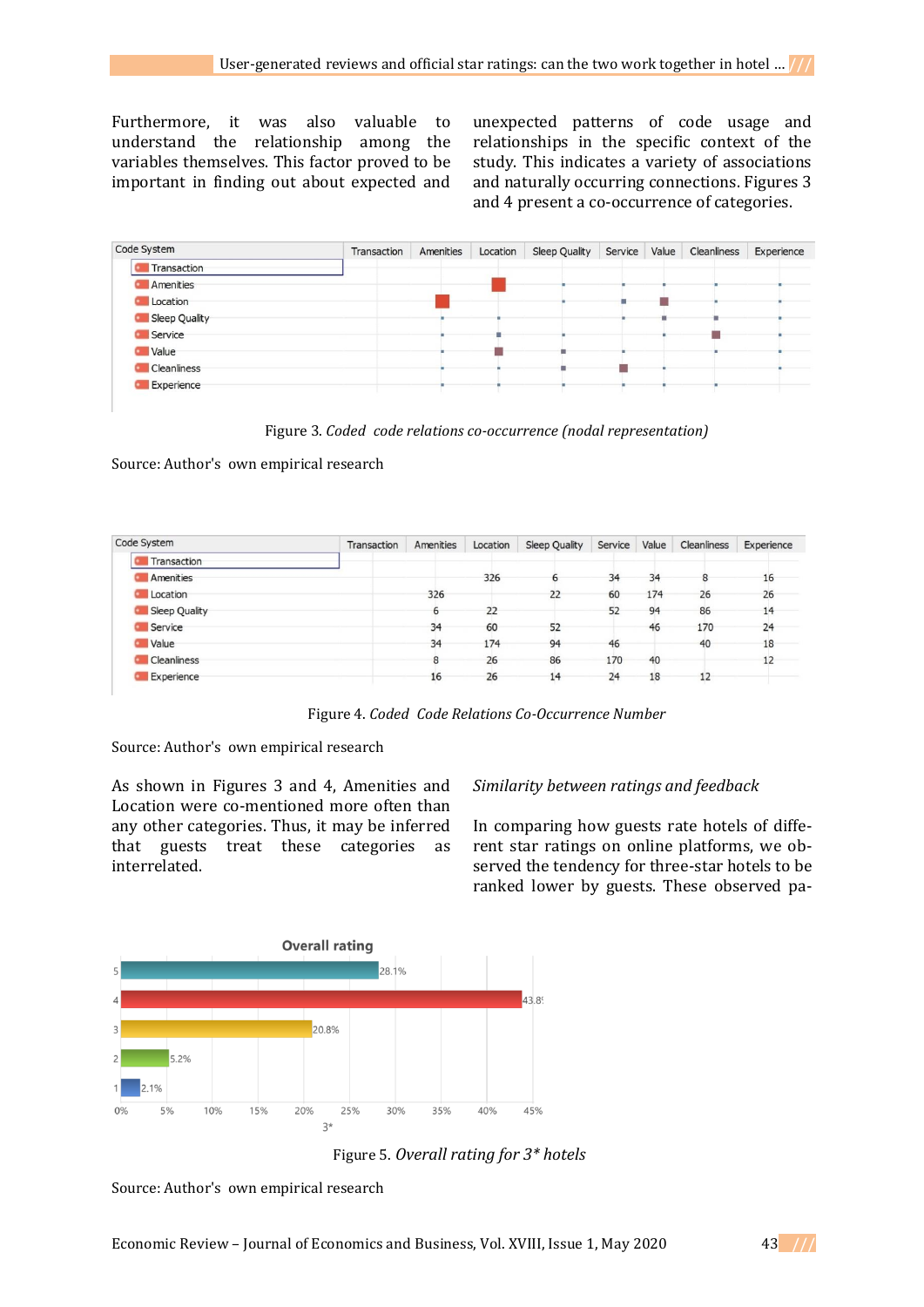Furthermore, it was also valuable to understand the relationship among the variables themselves. This factor proved to be important in finding out about expected and unexpected patterns of code usage and relationships in the specific context of the study. This indicates a variety of associations and naturally occurring connections. Figures 3 and 4 present a co-occurrence of categories.

Code System | Transaction | Amenities | Location | Sleep Quality | Service | Value | Cleanliness | Experience

Transaction
Amenities
Location
Sleep Quality
Service
Value
Cleanliness
Experience

Figure 3. *Coded code relations co-occurrence (nodal representation)*

Source: Author's own empirical research

| Code System | Transaction | Amenities | Location | Sleep Quality | Service | Value | Cleanliness | Experience |
|---|---|---|---|---|---|---|---|---|
| Transaction | | | | | | | | |
| Amenities | | | 326 | 6 | 34 | 34 | 8 | 16 |
| Location | | 326 | | 22 | 60 | 174 | 26 | 26 |
| Sleep Quality | | 6 | 22 | | 52 | 94 | 86 | 14 |
| Service | | 34 | 60 | 52 | | 46 | 170 | 24 |
| Value | | 34 | 174 | 94 | 46 | | 40 | 18 |
| Cleanliness | | 8 | 26 | 86 | 170 | 40 | | 12 |
| Experience | | 16 | 26 | 14 | 24 | 18 | 12 | |

Figure 4. *Coded Code Relations Co-Occurrence Number*

Source: Author's own empirical research

As shown in Figures 3 and 4, Amenities and Location were co-mentioned more often than any other categories. Thus, it may be inferred that guests treat these categories as interrelated.

### *Similarity between ratings and feedback*

In comparing how guests rate hotels of different star ratings on online platforms, we observed the tendency for three-star hotels to be ranked lower by guests. These observed pa-

Overall rating

5 28.1%
4 43.8%
3 20.8%
2 5.2%
1 2.1%

0% 5% 10% 15% 20% 25% 30% 35% 40% 45%

3*

Figure 5. *Overall rating for 3\* hotels*

Source: Author's own empirical research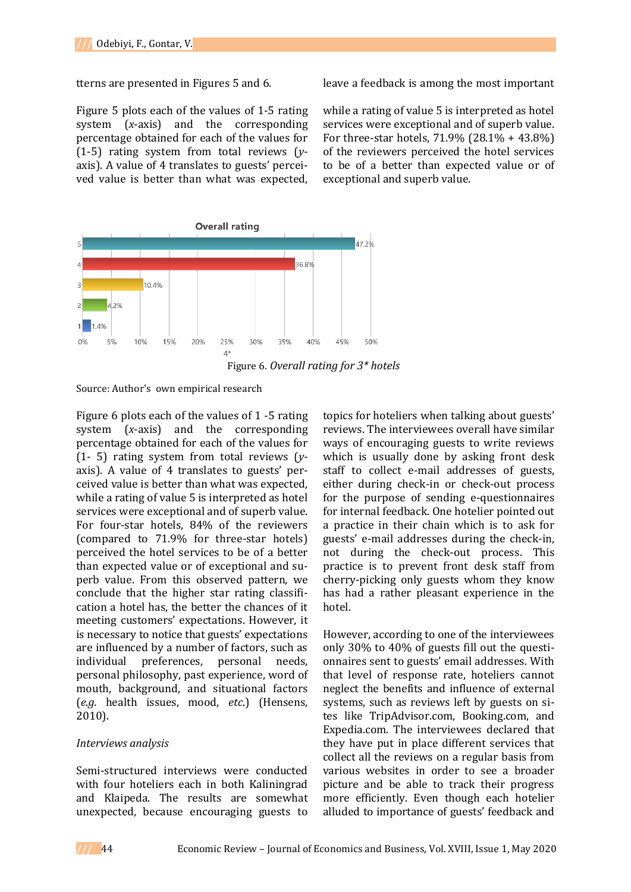tterns are presented in Figures 5 and 6.

Figure 5 plots each of the values of 1-5 rating system (*x*-axis) and the corresponding percentage obtained for each of the values for (1-5) rating system from total reviews (*y*-axis). A value of 4 translates to guests' perceived value is better than what was expected, while a rating of value 5 is interpreted as hotel services were exceptional and of superb value. For three-star hotels, 71.9% (28.1% + 43.8%) of the reviewers perceived the hotel services to be of a better than expected value or of exceptional and superb value.

Overall rating

5 47.2%
4 36.8%
3 10.4%
2 4.2%
1 1.4%

0% 5% 10% 15% 20% 25% 30% 35% 40% 45% 50%

4*

Figure 6. *Overall rating for 3\* hotels*

Source: Author's own empirical research

Figure 6 plots each of the values of 1 -5 rating system (*x*-axis) and the corresponding percentage obtained for each of the values for (1- 5) rating system from total reviews (*y*-axis). A value of 4 translates to guests' perceived value is better than what was expected, while a rating of value 5 is interpreted as hotel services were exceptional and of superb value. For four-star hotels, 84% of the reviewers (compared to 71.9% for three-star hotels) perceived the hotel services to be of a better than expected value or of exceptional and superb value. From this observed pattern, we conclude that the higher star rating classification a hotel has, the better the chances of it meeting customers' expectations. However, it is necessary to notice that guests' expectations are influenced by a number of factors, such as individual preferences, personal needs, personal philosophy, past experience, word of mouth, background, and situational factors (*e.g*. health issues, mood, *etc*.) (Hensens, 2010).

*Interviews analysis*

Semi-structured interviews were conducted with four hoteliers each in both Kaliningrad and Klaipeda. The results are somewhat unexpected, because encouraging guests to leave a feedback is among the most important topics for hoteliers when talking about guests' reviews. The interviewees overall have similar ways of encouraging guests to write reviews which is usually done by asking front desk staff to collect e-mail addresses of guests, either during check-in or check-out process for the purpose of sending e-questionnaires for internal feedback. One hotelier pointed out a practice in their chain which is to ask for guests' e-mail addresses during the check-in, not during the check-out process. This practice is to prevent front desk staff from cherry-picking only guests whom they know has had a rather pleasant experience in the hotel.

However, according to one of the interviewees only 30% to 40% of guests fill out the questionnaires sent to guests' email addresses. With that level of response rate, hoteliers cannot neglect the benefits and influence of external systems, such as reviews left by guests on sites like TripAdvisor.com, Booking.com, and Expedia.com. The interviewees declared that they have put in place different services that collect all the reviews on a regular basis from various websites in order to see a broader picture and be able to track their progress more efficiently. Even though each hotelier alluded to importance of guests' feedback and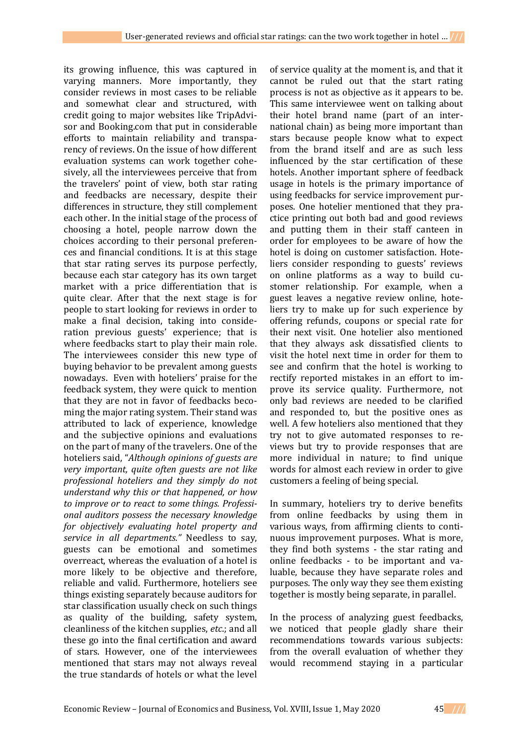its growing influence, this was captured in varying manners. More importantly, they consider reviews in most cases to be reliable and somewhat clear and structured, with credit going to major websites like TripAdvisor and Booking.com that put in considerable efforts to maintain reliability and transparency of reviews. On the issue of how different evaluation systems can work together cohesively, all the interviewees perceive that from the travelers' point of view, both star rating and feedbacks are necessary, despite their differences in structure, they still complement each other. In the initial stage of the process of choosing a hotel, people narrow down the choices according to their personal preferences and financial conditions. It is at this stage that star rating serves its purpose perfectly, because each star category has its own target market with a price differentiation that is quite clear. After that the next stage is for people to start looking for reviews in order to make a final decision, taking into consideration previous guests' experience; that is where feedbacks start to play their main role. The interviewees consider this new type of buying behavior to be prevalent among guests nowadays. Even with hoteliers' praise for the feedback system, they were quick to mention that they are not in favor of feedbacks becoming the major rating system. Their stand was attributed to lack of experience, knowledge and the subjective opinions and evaluations on the part of many of the travelers. One of the hoteliers said, "*Although opinions of guests are very important, quite often guests are not like professional hoteliers and they simply do not understand why this or that happened, or how to improve or to react to some things. Professional auditors possess the necessary knowledge for objectively evaluating hotel property and service in all departments.*" Needless to say, guests can be emotional and sometimes overreact, whereas the evaluation of a hotel is more likely to be objective and therefore, reliable and valid. Furthermore, hoteliers see things existing separately because auditors for star classification usually check on such things as quality of the building, safety system, cleanliness of the kitchen supplies, *etc*.; and all these go into the final certification and award of stars. However, one of the interviewees mentioned that stars may not always reveal the true standards of hotels or what the level of service quality at the moment is, and that it cannot be ruled out that the start rating process is not as objective as it appears to be. This same interviewee went on talking about their hotel brand name (part of an international chain) as being more important than stars because people know what to expect from the brand itself and are as such less influenced by the star certification of these hotels. Another important sphere of feedback usage in hotels is the primary importance of using feedbacks for service improvement purposes. One hotelier mentioned that they practice printing out both bad and good reviews and putting them in their staff canteen in order for employees to be aware of how the hotel is doing on customer satisfaction. Hoteliers consider responding to guests' reviews on online platforms as a way to build customer relationship. For example, when a guest leaves a negative review online, hoteliers try to make up for such experience by offering refunds, coupons or special rate for their next visit. One hotelier also mentioned that they always ask dissatisfied clients to visit the hotel next time in order for them to see and confirm that the hotel is working to rectify reported mistakes in an effort to improve its service quality. Furthermore, not only bad reviews are needed to be clarified and responded to, but the positive ones as well. A few hoteliers also mentioned that they try not to give automated responses to reviews but try to provide responses that are more individual in nature; to find unique words for almost each review in order to give customers a feeling of being special.

In summary, hoteliers try to derive benefits from online feedbacks by using them in various ways, from affirming clients to continuous improvement purposes. What is more, they find both systems - the star rating and online feedbacks - to be important and valuable, because they have separate roles and purposes. The only way they see them existing together is mostly being separate, in parallel.

In the process of analyzing guest feedbacks, we noticed that people gladly share their recommendations towards various subjects: from the overall evaluation of whether they would recommend staying in a particular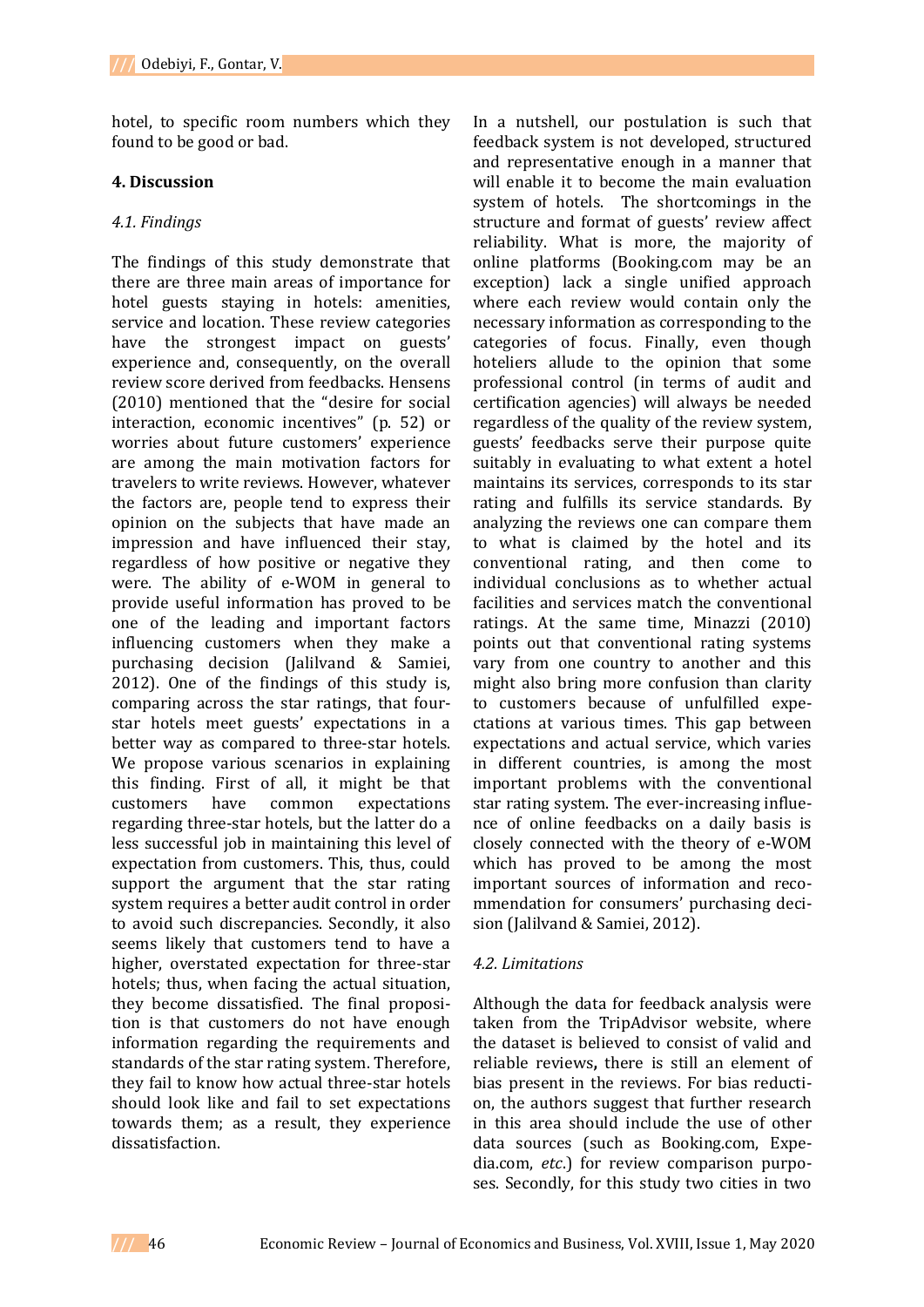hotel, to specific room numbers which they found to be good or bad.

## 4. Discussion

### *4.1. Findings*

The findings of this study demonstrate that there are three main areas of importance for hotel guests staying in hotels: amenities, service and location. These review categories have the strongest impact on guests' experience and, consequently, on the overall review score derived from feedbacks. Hensens (2010) mentioned that the "desire for social interaction, economic incentives" (p. 52) or worries about future customers' experience are among the main motivation factors for travelers to write reviews. However, whatever the factors are, people tend to express their opinion on the subjects that have made an impression and have influenced their stay, regardless of how positive or negative they were. The ability of e-WOM in general to provide useful information has proved to be one of the leading and important factors influencing customers when they make a purchasing decision (Jalilvand & Samiei, 2012). One of the findings of this study is, comparing across the star ratings, that four-star hotels meet guests' expectations in a better way as compared to three-star hotels. We propose various scenarios in explaining this finding. First of all, it might be that customers have common expectations regarding three-star hotels, but the latter do a less successful job in maintaining this level of expectation from customers. This, thus, could support the argument that the star rating system requires a better audit control in order to avoid such discrepancies. Secondly, it also seems likely that customers tend to have a higher, overstated expectation for three-star hotels; thus, when facing the actual situation, they become dissatisfied. The final proposition is that customers do not have enough information regarding the requirements and standards of the star rating system. Therefore, they fail to know how actual three-star hotels should look like and fail to set expectations towards them; as a result, they experience dissatisfaction.

In a nutshell, our postulation is such that feedback system is not developed, structured and representative enough in a manner that will enable it to become the main evaluation system of hotels. The shortcomings in the structure and format of guests' review affect reliability. What is more, the majority of online platforms (Booking.com may be an exception) lack a single unified approach where each review would contain only the necessary information as corresponding to the categories of focus. Finally, even though hoteliers allude to the opinion that some professional control (in terms of audit and certification agencies) will always be needed regardless of the quality of the review system, guests' feedbacks serve their purpose quite suitably in evaluating to what extent a hotel maintains its services, corresponds to its star rating and fulfills its service standards. By analyzing the reviews one can compare them to what is claimed by the hotel and its conventional rating, and then come to individual conclusions as to whether actual facilities and services match the conventional ratings. At the same time, Minazzi (2010) points out that conventional rating systems vary from one country to another and this might also bring more confusion than clarity to customers because of unfulfilled expectations at various times. This gap between expectations and actual service, which varies in different countries, is among the most important problems with the conventional star rating system. The ever-increasing influence of online feedbacks on a daily basis is closely connected with the theory of e-WOM which has proved to be among the most important sources of information and recommendation for consumers' purchasing decision (Jalilvand & Samiei, 2012).

### *4.2. Limitations*

Although the data for feedback analysis were taken from the TripAdvisor website, where the dataset is believed to consist of valid and reliable reviews**,** there is still an element of bias present in the reviews. For bias reduction, the authors suggest that further research in this area should include the use of other data sources (such as Booking.com, Expedia.com, *etc.*) for review comparison purposes. Secondly, for this study two cities in two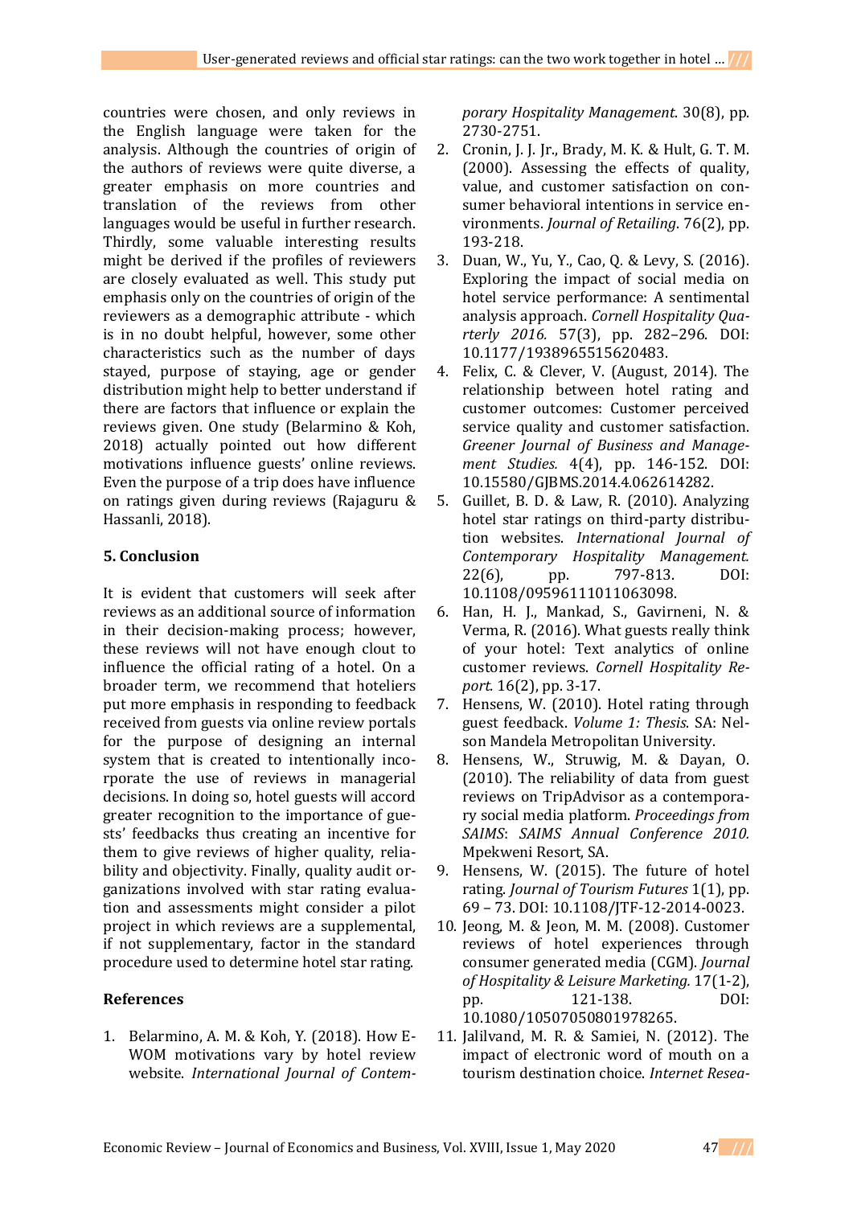countries were chosen, and only reviews in the English language were taken for the analysis. Although the countries of origin of the authors of reviews were quite diverse, a greater emphasis on more countries and translation of the reviews from other languages would be useful in further research. Thirdly, some valuable interesting results might be derived if the profiles of reviewers are closely evaluated as well. This study put emphasis only on the countries of origin of the reviewers as a demographic attribute - which is in no doubt helpful, however, some other characteristics such as the number of days stayed, purpose of staying, age or gender distribution might help to better understand if there are factors that influence or explain the reviews given. One study (Belarmino & Koh, 2018) actually pointed out how different motivations influence guests' online reviews. Even the purpose of a trip does have influence on ratings given during reviews (Rajaguru & Hassanli, 2018).

## 5. Conclusion

It is evident that customers will seek after reviews as an additional source of information in their decision-making process; however, these reviews will not have enough clout to influence the official rating of a hotel. On a broader term, we recommend that hoteliers put more emphasis in responding to feedback received from guests via online review portals for the purpose of designing an internal system that is created to intentionally incorporate the use of reviews in managerial decisions. In doing so, hotel guests will accord greater recognition to the importance of guests' feedbacks thus creating an incentive for them to give reviews of higher quality, reliability and objectivity. Finally, quality audit organizations involved with star rating evaluation and assessments might consider a pilot project in which reviews are a supplemental, if not supplementary, factor in the standard procedure used to determine hotel star rating.

## References

1. Belarmino, A. M. & Koh, Y. (2018). How E-WOM motivations vary by hotel review website. *International Journal of Contemporary Hospitality Management*. 30(8), pp. 2730-2751.
2. Cronin, J. J. Jr., Brady, M. K. & Hult, G. T. M. (2000). Assessing the effects of quality, value, and customer satisfaction on consumer behavioral intentions in service environments. *Journal of Retailing*. 76(2), pp. 193-218.
3. Duan, W., Yu, Y., Cao, Q. & Levy, S. (2016). Exploring the impact of social media on hotel service performance: A sentimental analysis approach. *Cornell Hospitality Quarterly 2016.* 57(3), pp. 282–296. DOI: 10.1177/1938965515620483.
4. Felix, C. & Clever, V. (August, 2014). The relationship between hotel rating and customer outcomes: Customer perceived service quality and customer satisfaction. *Greener Journal of Business and Management Studies.* 4(4), pp. 146-152. DOI: 10.15580/GJBMS.2014.4.062614282.
5. Guillet, B. D. & Law, R. (2010). Analyzing hotel star ratings on third-party distribution websites. *International Journal of Contemporary Hospitality Management.* 22(6), pp. 797-813. DOI: 10.1108/09596111011063098.
6. Han, H. J., Mankad, S., Gavirneni, N. & Verma, R. (2016). What guests really think of your hotel: Text analytics of online customer reviews. *Cornell Hospitality Report.* 16(2), pp. 3-17.
7. Hensens, W. (2010). Hotel rating through guest feedback. *Volume 1: Thesis.* SA: Nelson Mandela Metropolitan University.
8. Hensens, W., Struwig, M. & Dayan, O. (2010). The reliability of data from guest reviews on TripAdvisor as a contemporary social media platform. *Proceedings from SAIMS*: *SAIMS Annual Conference 2010.* Mpekweni Resort, SA.
9. Hensens, W. (2015). The future of hotel rating. *Journal of Tourism Futures* 1(1), pp. 69 – 73. DOI: 10.1108/JTF-12-2014-0023.
10. Jeong, M. & Jeon, M. M. (2008). Customer reviews of hotel experiences through consumer generated media (CGM). *Journal of Hospitality & Leisure Marketing.* 17(1-2), pp. 121-138. DOI: 10.1080/10507050801978265.
11. Jalilvand, M. R. & Samiei, N. (2012). The impact of electronic word of mouth on a tourism destination choice. *Internet Resea-*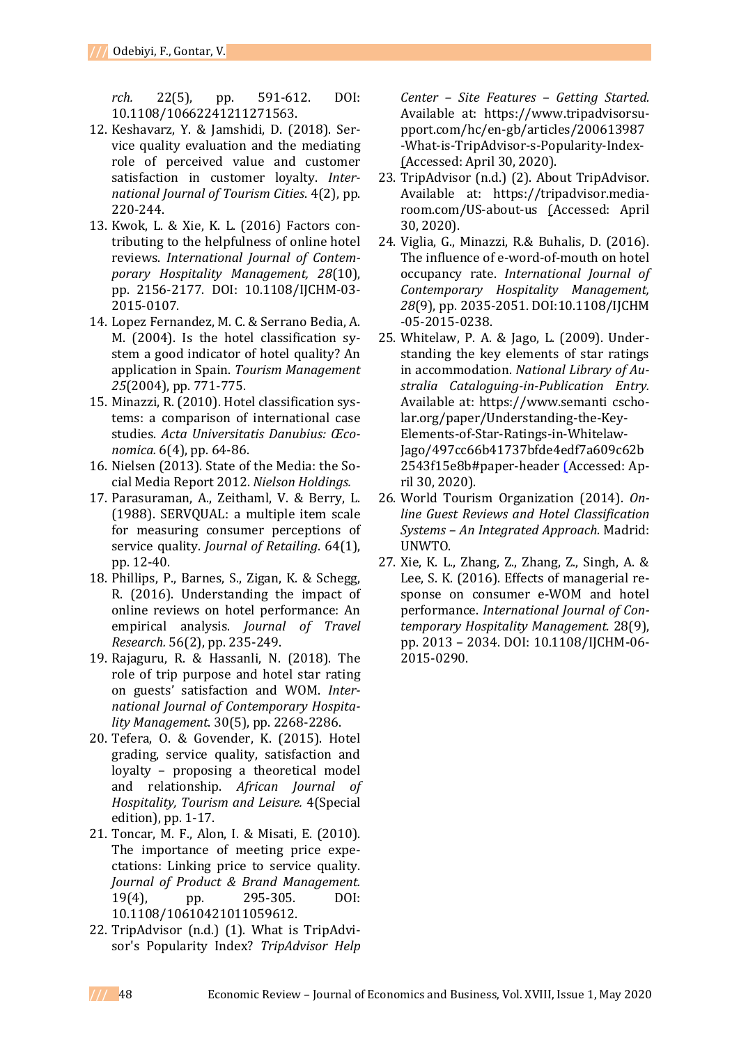rch. 22(5), pp. 591-612. DOI: 10.1108/10662241211271563.

12. Keshavarz, Y. & Jamshidi, D. (2018). Service quality evaluation and the mediating role of perceived value and customer satisfaction in customer loyalty. *International Journal of Tourism Cities*. 4(2), pp. 220-244.
13. Kwok, L. & Xie, K. L. (2016) Factors contributing to the helpfulness of online hotel reviews. *International Journal of Contemporary Hospitality Management, 28*(10), pp. 2156-2177. DOI: 10.1108/IJCHM-03-2015-0107.
14. Lopez Fernandez, M. C. & Serrano Bedia, A. M. (2004). Is the hotel classification system a good indicator of hotel quality? An application in Spain. *Tourism Management 25*(2004), pp. 771-775.
15. Minazzi, R. (2010). Hotel classification systems: a comparison of international case studies. *Acta Universitatis Danubius: Œconomica.* 6(4), pp. 64-86.
16. Nielsen (2013). State of the Media: the Social Media Report 2012. *Nielson Holdings.*
17. Parasuraman, A., Zeithaml, V. & Berry, L. (1988). SERVQUAL: a multiple item scale for measuring consumer perceptions of service quality. *Journal of Retailing*. 64(1), pp. 12-40.
18. Phillips, P., Barnes, S., Zigan, K. & Schegg, R. (2016). Understanding the impact of online reviews on hotel performance: An empirical analysis. *Journal of Travel Research.* 56(2), pp. 235-249.
19. Rajaguru, R. & Hassanli, N. (2018). The role of trip purpose and hotel star rating on guests' satisfaction and WOM. *International Journal of Contemporary Hospitality Management*. 30(5), pp. 2268-2286.
20. Tefera, O. & Govender, K. (2015). Hotel grading, service quality, satisfaction and loyalty – proposing a theoretical model and relationship. *African Journal of Hospitality, Tourism and Leisure.* 4(Special edition), pp. 1-17.
21. Toncar, M. F., Alon, I. & Misati, E. (2010). The importance of meeting price expectations: Linking price to service quality. *Journal of Product & Brand Management.* 19(4), pp. 295-305. DOI: 10.1108/10610421011059612.
22. TripAdvisor (n.d.) (1). What is TripAdvisor's Popularity Index? *TripAdvisor Help Center – Site Features – Getting Started.* Available at: https://www.tripadvisorsupport.com/hc/en-gb/articles/200613987-What-is-TripAdvisor-s-Popularity-Index- (Accessed: April 30, 2020).
23. TripAdvisor (n.d.) (2). About TripAdvisor. Available at: https://tripadvisor.mediaroom.com/US-about-us (Accessed: April 30, 2020).
24. Viglia, G., Minazzi, R.& Buhalis, D. (2016). The influence of e-word-of-mouth on hotel occupancy rate. *International Journal of Contemporary Hospitality Management, 28*(9), pp. 2035-2051. DOI:10.1108/IJCHM-05-2015-0238.
25. Whitelaw, P. A. & Jago, L. (2009). Understanding the key elements of star ratings in accommodation. *National Library of Australia Cataloguing-in-Publication Entry.* Available at: https://www.semanti cscholar.org/paper/Understanding-the-Key-Elements-of-Star-Ratings-in-Whitelaw-Jago/497cc66b41737bfde4edf7a609c62b2543f15e8b#paper-header (Accessed: April 30, 2020).
26. World Tourism Organization (2014). *Online Guest Reviews and Hotel Classification Systems – An Integrated Approach.* Madrid: UNWTO.
27. Xie, K. L., Zhang, Z., Zhang, Z., Singh, A. & Lee, S. K. (2016). Effects of managerial response on consumer e-WOM and hotel performance. *International Journal of Contemporary Hospitality Management.* 28(9), pp. 2013 – 2034. DOI: 10.1108/IJCHM-06-2015-0290.